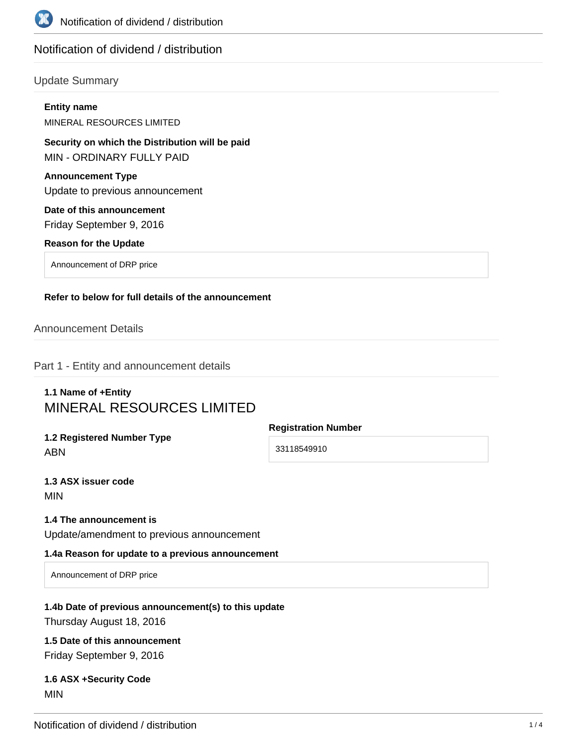# Notification of dividend / distribution

## Update Summary

**Entity name**

MINERAL RESOURCES LIMITED

**Security on which the Distribution will be paid**

MIN - ORDINARY FULLY PAID

**Announcement Type**

Update to previous announcement

**Date of this announcement**

Friday September 9, 2016

**Reason for the Update**

Announcement of DRP price

**Refer to below for full details of the announcement**

## Announcement Details

### Part 1 - Entity and announcement details

**1.1 Name of +Entity**

MINERAL RESOURCES LIMITED

**1.2 Registered Number Type**

ABN

**Registration Number**

33118549910

**1.3 ASX issuer code**

MIN

**1.4 The announcement is**

Update/amendment to previous announcement

**1.4a Reason for update to a previous announcement**

Announcement of DRP price

**1.4b Date of previous announcement(s) to this update**

Thursday August 18, 2016

**1.5 Date of this announcement**

Friday September 9, 2016

**1.6 ASX +Security Code**

MIN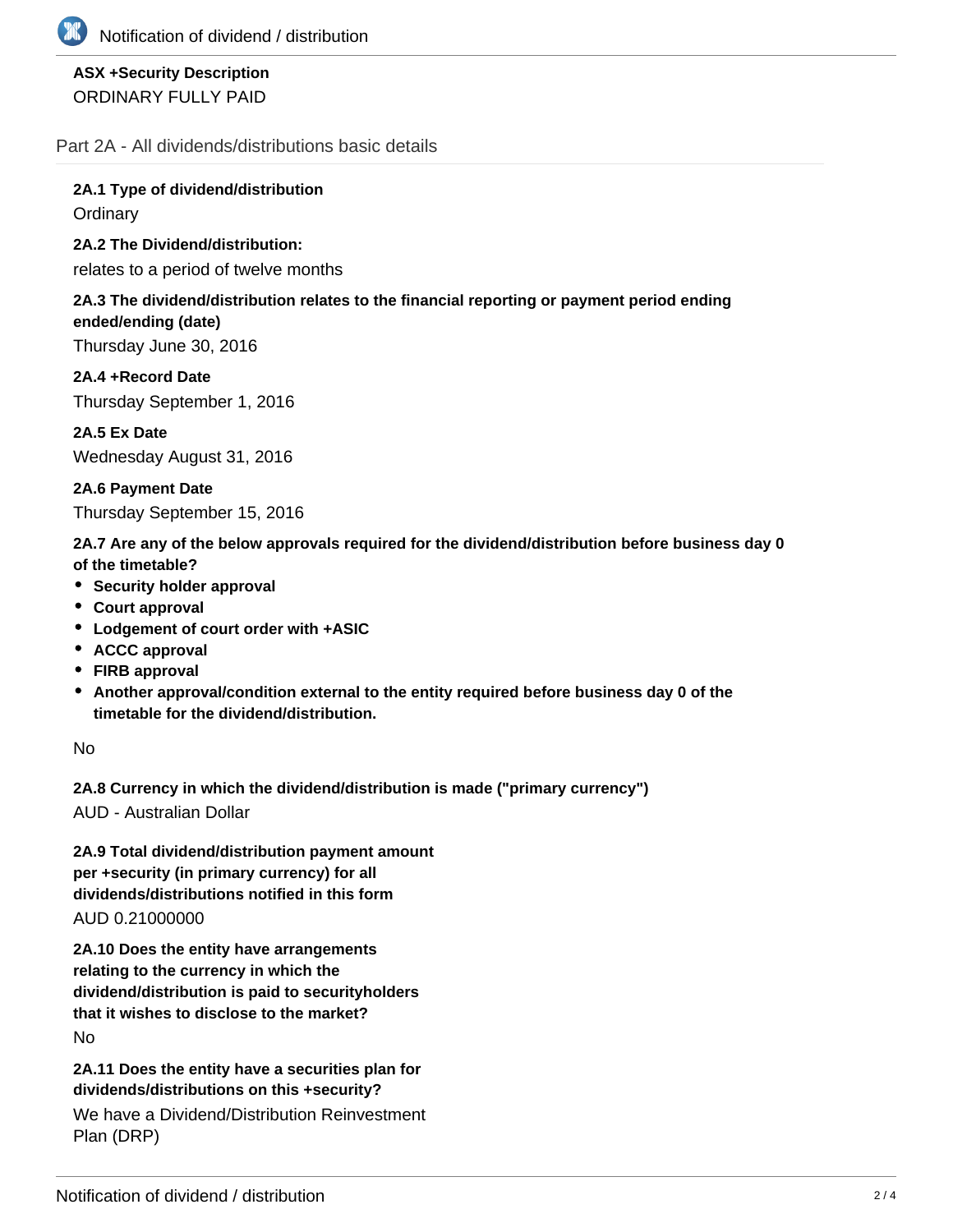**ASX +Security Description**

ORDINARY FULLY PAID

## Part 2A - All dividends/distributions basic details

**2A.1 Type of dividend/distribution**

Ordinary

**2A.2 The Dividend/distribution:**

relates to a period of twelve months

**2A.3 The dividend/distribution relates to the financial reporting or payment period ending ended/ending (date)**

Thursday June 30, 2016

**2A.4 +Record Date**

Thursday September 1, 2016

**2A.5 Ex Date**

Wednesday August 31, 2016

**2A.6 Payment Date**

Thursday September 15, 2016

**2A.7 Are any of the below approvals required for the dividend/distribution before business day 0 of the timetable?**

- **Security holder approval**
- **Court approval**
- **Lodgement of court order with +ASIC**
- **ACCC approval**
- **FIRB approval**
- **Another approval/condition external to the entity required before business day 0 of the timetable for the dividend/distribution.**

No

**2A.8 Currency in which the dividend/distribution is made ("primary currency")**

AUD - Australian Dollar

**2A.9 Total dividend/distribution payment amount per +security (in primary currency) for all dividends/distributions notified in this form**

AUD 0.21000000

**2A.10 Does the entity have arrangements relating to the currency in which the dividend/distribution is paid to securityholders that it wishes to disclose to the market?**

No

**2A.11 Does the entity have a securities plan for dividends/distributions on this +security?**

We have a Dividend/Distribution Reinvestment Plan (DRP)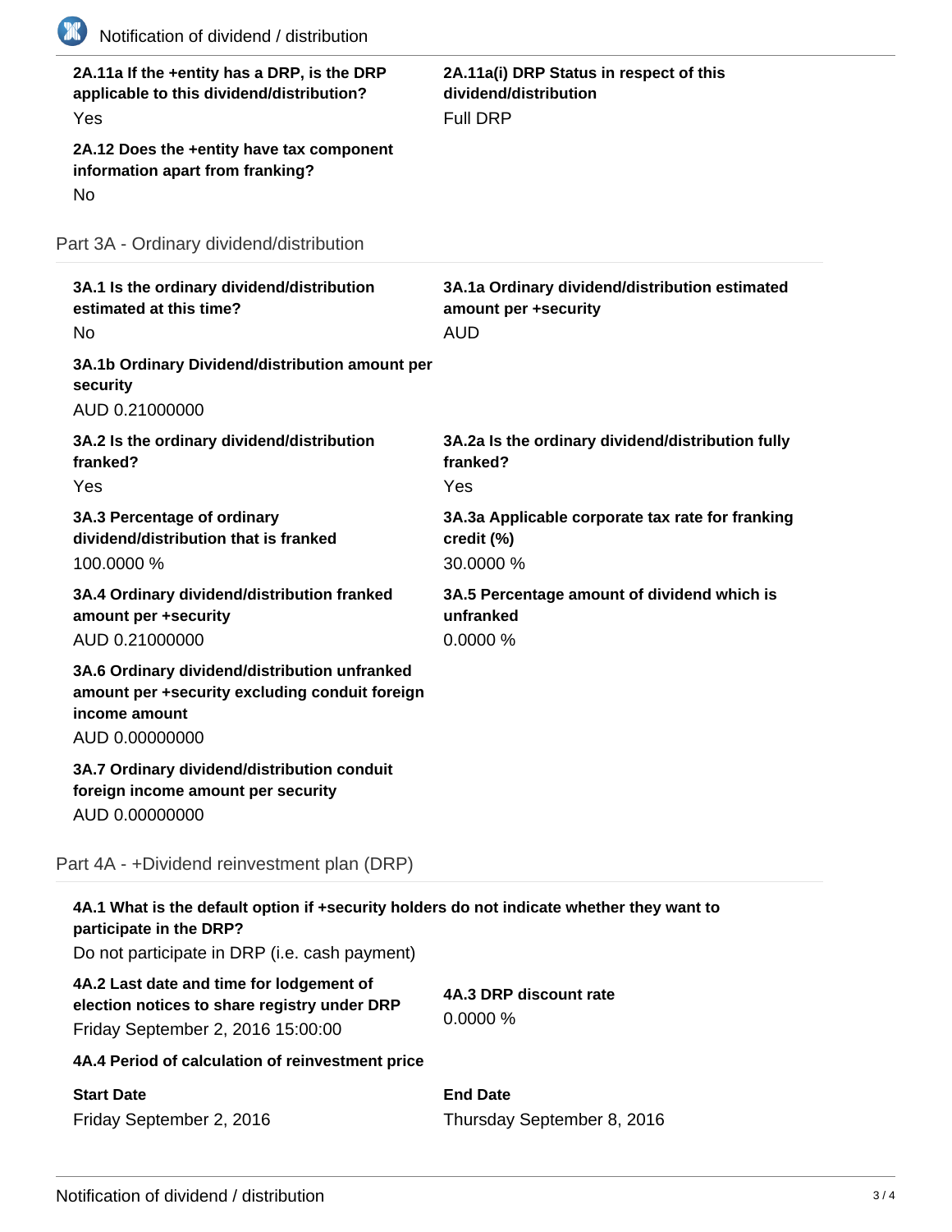**2A.11a If the +entity has a DRP, is the DRP applicable to this dividend/distribution?**
Yes

**2A.11a(i) DRP Status in respect of this dividend/distribution**
Full DRP

**2A.12 Does the +entity have tax component information apart from franking?**
No

## Part 3A - Ordinary dividend/distribution

**3A.1 Is the ordinary dividend/distribution estimated at this time?**
No

**3A.1a Ordinary dividend/distribution estimated amount per +security**
AUD

**3A.1b Ordinary Dividend/distribution amount per security**
AUD 0.21000000

**3A.2 Is the ordinary dividend/distribution franked?**
Yes

**3A.2a Is the ordinary dividend/distribution fully franked?**
Yes

**3A.3 Percentage of ordinary dividend/distribution that is franked**
100.0000 %

**3A.3a Applicable corporate tax rate for franking credit (%)**
30.0000 %

**3A.4 Ordinary dividend/distribution franked amount per +security**
AUD 0.21000000

**3A.5 Percentage amount of dividend which is unfranked**
0.0000 %

**3A.6 Ordinary dividend/distribution unfranked amount per +security excluding conduit foreign income amount**
AUD 0.00000000

**3A.7 Ordinary dividend/distribution conduit foreign income amount per security**
AUD 0.00000000

## Part 4A - +Dividend reinvestment plan (DRP)

**4A.1 What is the default option if +security holders do not indicate whether they want to participate in the DRP?**
Do not participate in DRP (i.e. cash payment)

**4A.2 Last date and time for lodgement of election notices to share registry under DRP**
Friday September 2, 2016 15:00:00

**4A.3 DRP discount rate**
0.0000 %

**4A.4 Period of calculation of reinvestment price**

| Start Date | End Date |
|---|---|
| Friday September 2, 2016 | Thursday September 8, 2016 |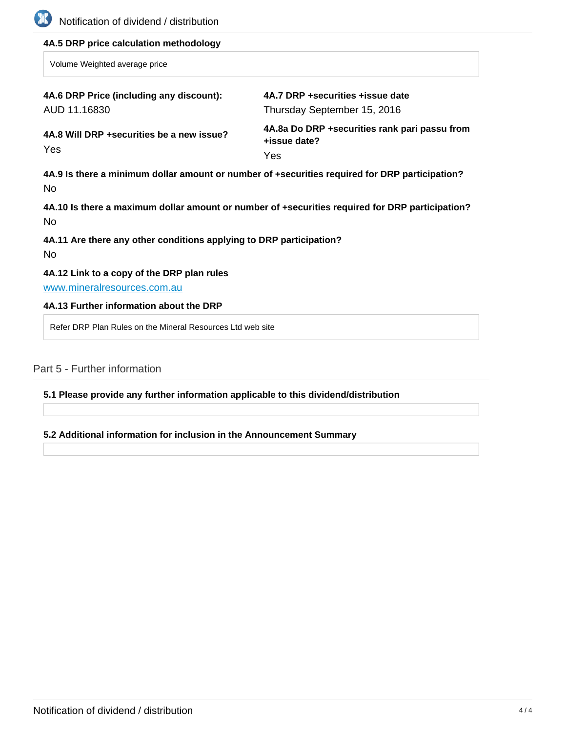**4A.5 DRP price calculation methodology**

Volume Weighted average price

**4A.6 DRP Price (including any discount):**
AUD 11.16830

**4A.7 DRP +securities +issue date**
Thursday September 15, 2016

**4A.8 Will DRP +securities be a new issue?**
Yes

**4A.8a Do DRP +securities rank pari passu from +issue date?**
Yes

**4A.9 Is there a minimum dollar amount or number of +securities required for DRP participation?**
No

**4A.10 Is there a maximum dollar amount or number of +securities required for DRP participation?**
No

**4A.11 Are there any other conditions applying to DRP participation?**
No

**4A.12 Link to a copy of the DRP plan rules**
www.mineralresources.com.au

**4A.13 Further information about the DRP**

Refer DRP Plan Rules on the Mineral Resources Ltd web site

## Part 5 - Further information

**5.1 Please provide any further information applicable to this dividend/distribution**

**5.2 Additional information for inclusion in the Announcement Summary**